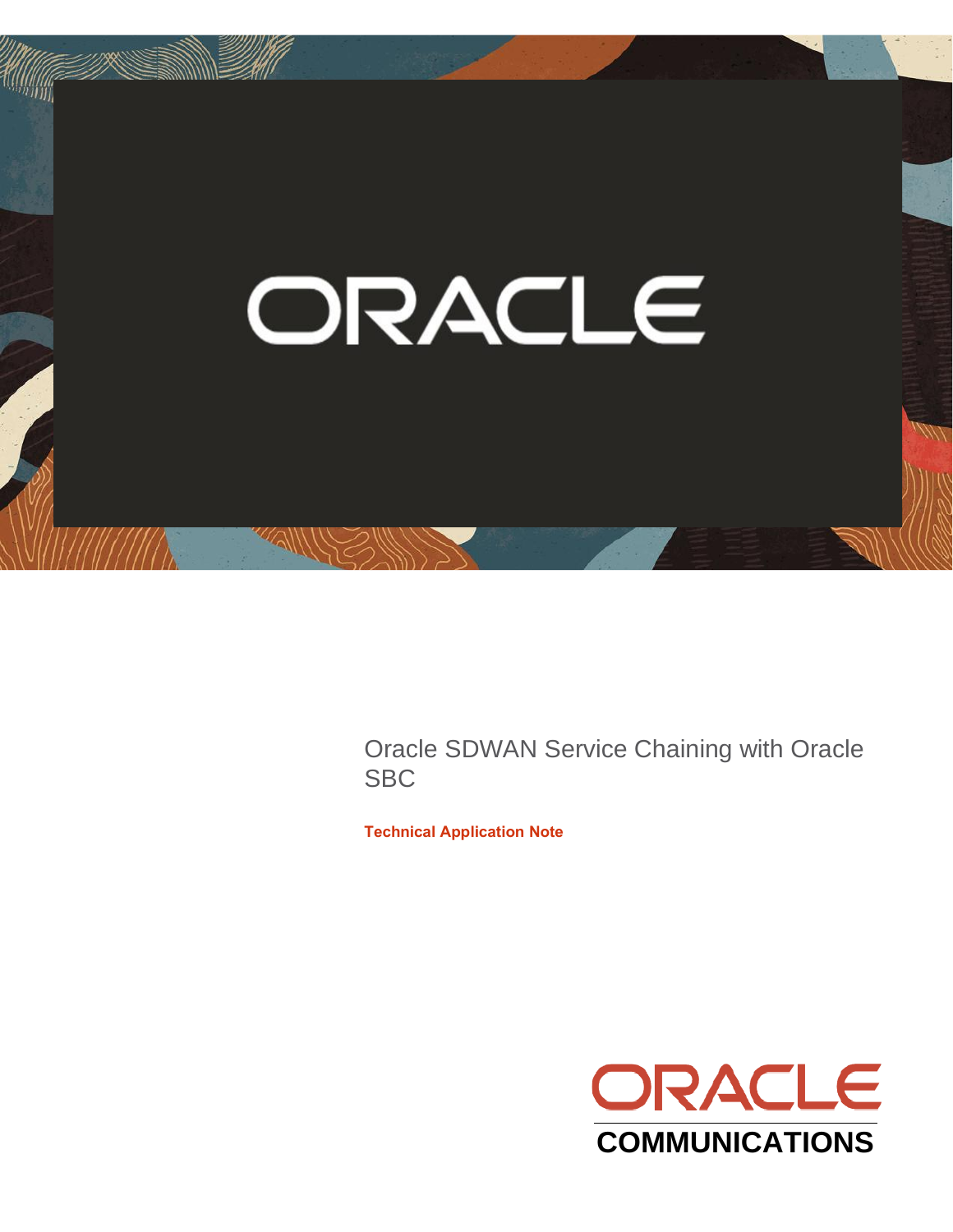# Oracle SDWAN Service Chaining with Oracle SBC

**Technical Application Note**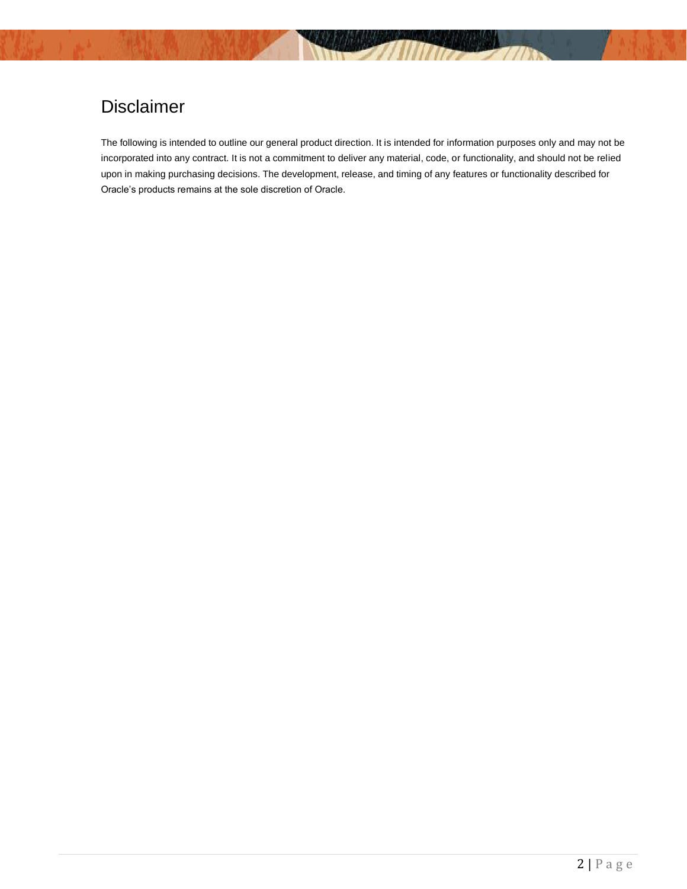# Disclaimer

The following is intended to outline our general product direction. It is intended for information purposes only and may not be incorporated into any contract. It is not a commitment to deliver any material, code, or functionality, and should not be relied upon in making purchasing decisions. The development, release, and timing of any features or functionality described for Oracle's products remains at the sole discretion of Oracle.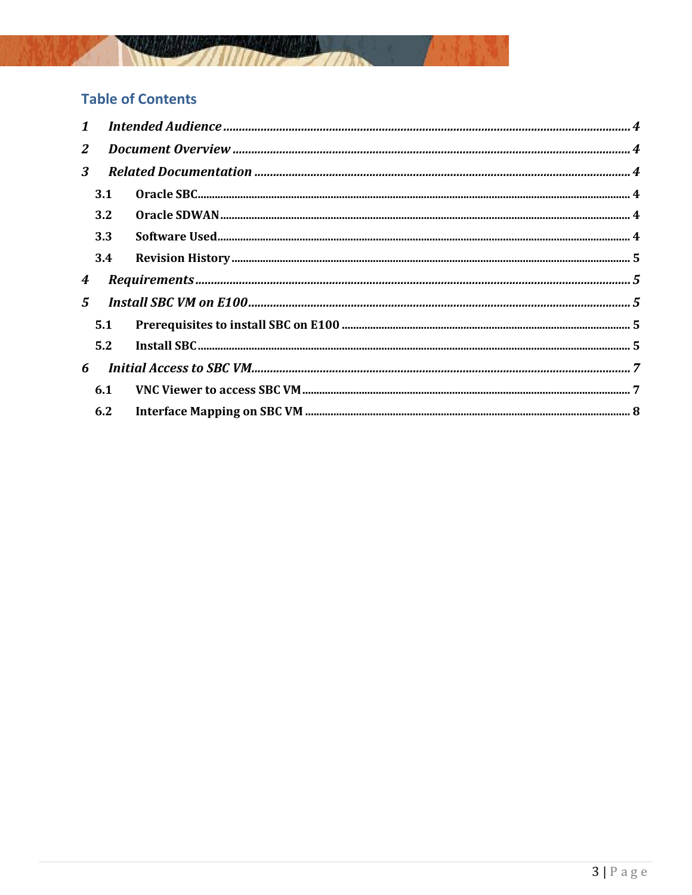## Table of Contents

1 *Intended Audience* ..... 4

2 *Document Overview* ..... 4

3 *Related Documentation* ..... 4

- 3.1 **Oracle SBC** ..... 4
- 3.2 **Oracle SDWAN** ..... 4
- 3.3 **Software Used** ..... 4
- 3.4 **Revision History** ..... 5

4 *Requirements* ..... 5

5 *Install SBC VM on E100* ..... 5

- 5.1 **Prerequisites to install SBC on E100** ..... 5
- 5.2 **Install SBC** ..... 5

6 *Initial Access to SBC VM* ..... 7

- 6.1 **VNC Viewer to access SBC VM** ..... 7
- 6.2 **Interface Mapping on SBC VM** ..... 8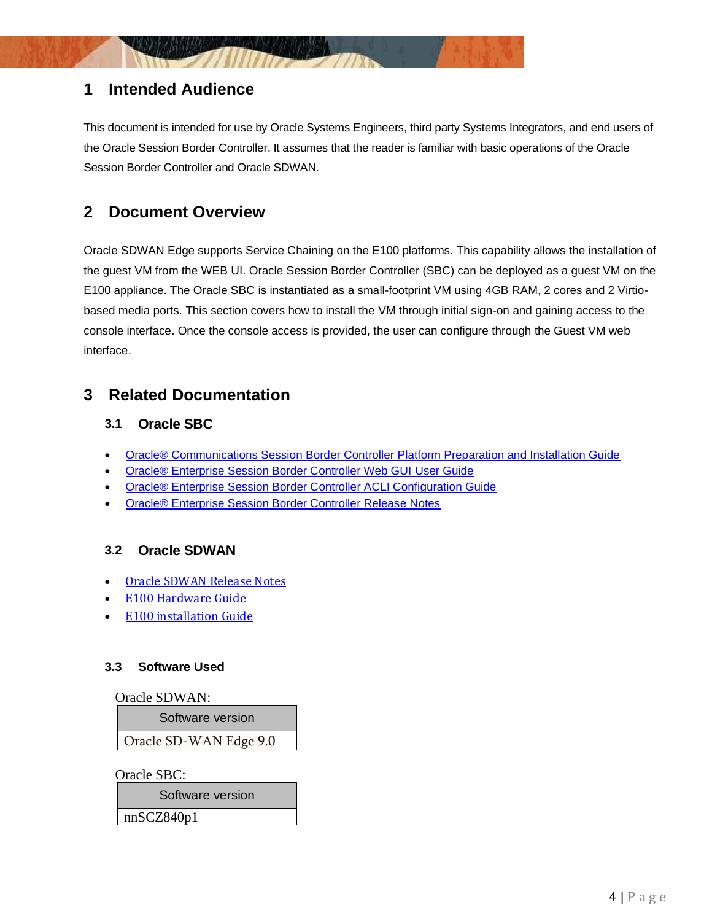# 1 Intended Audience

This document is intended for use by Oracle Systems Engineers, third party Systems Integrators, and end users of the Oracle Session Border Controller. It assumes that the reader is familiar with basic operations of the Oracle Session Border Controller and Oracle SDWAN.

# 2 Document Overview

Oracle SDWAN Edge supports Service Chaining on the E100 platforms. This capability allows the installation of the guest VM from the WEB UI. Oracle Session Border Controller (SBC) can be deployed as a guest VM on the E100 appliance. The Oracle SBC is instantiated as a small-footprint VM using 4GB RAM, 2 cores and 2 Virtio-based media ports. This section covers how to install the VM through initial sign-on and gaining access to the console interface. Once the console access is provided, the user can configure through the Guest VM web interface.

# 3 Related Documentation

## 3.1 Oracle SBC

- Oracle® Communications Session Border Controller Platform Preparation and Installation Guide
- Oracle® Enterprise Session Border Controller Web GUI User Guide
- Oracle® Enterprise Session Border Controller ACLI Configuration Guide
- Oracle® Enterprise Session Border Controller Release Notes

## 3.2 Oracle SDWAN

- Oracle SDWAN Release Notes
- E100 Hardware Guide
- E100 installation Guide

## 3.3 Software Used

Oracle SDWAN:

| Software version |
|---|
| Oracle SD-WAN Edge 9.0 |

Oracle SBC:

| Software version |
|---|
| nnSCZ840p1 |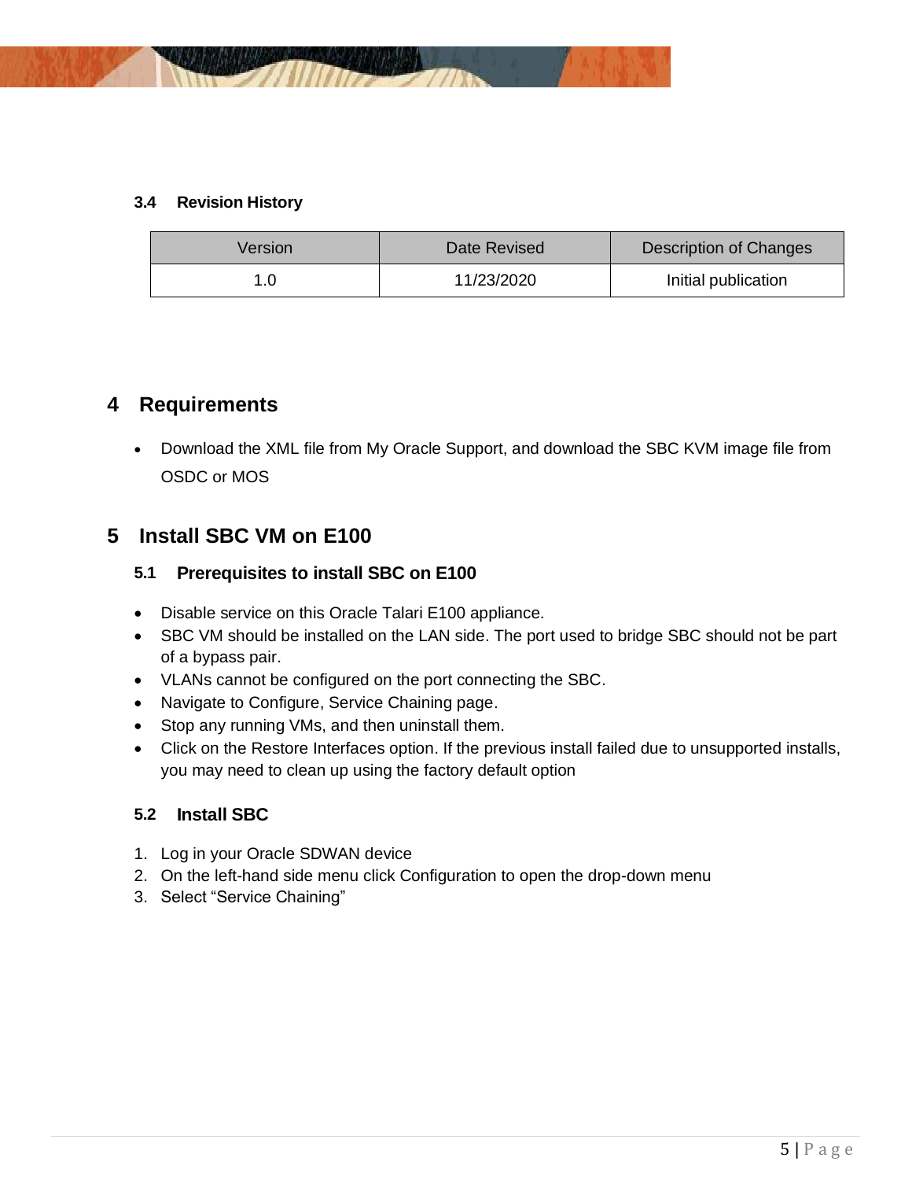### 3.4 Revision History

| Version | Date Revised | Description of Changes |
|---|---|---|
| 1.0 | 11/23/2020 | Initial publication |

# 4 Requirements

- Download the XML file from My Oracle Support, and download the SBC KVM image file from OSDC or MOS

# 5 Install SBC VM on E100

## 5.1 Prerequisites to install SBC on E100

- Disable service on this Oracle Talari E100 appliance.
- SBC VM should be installed on the LAN side. The port used to bridge SBC should not be part of a bypass pair.
- VLANs cannot be configured on the port connecting the SBC.
- Navigate to Configure, Service Chaining page.
- Stop any running VMs, and then uninstall them.
- Click on the Restore Interfaces option. If the previous install failed due to unsupported installs, you may need to clean up using the factory default option

## 5.2 Install SBC

1. Log in your Oracle SDWAN device
2. On the left-hand side menu click Configuration to open the drop-down menu
3. Select “Service Chaining”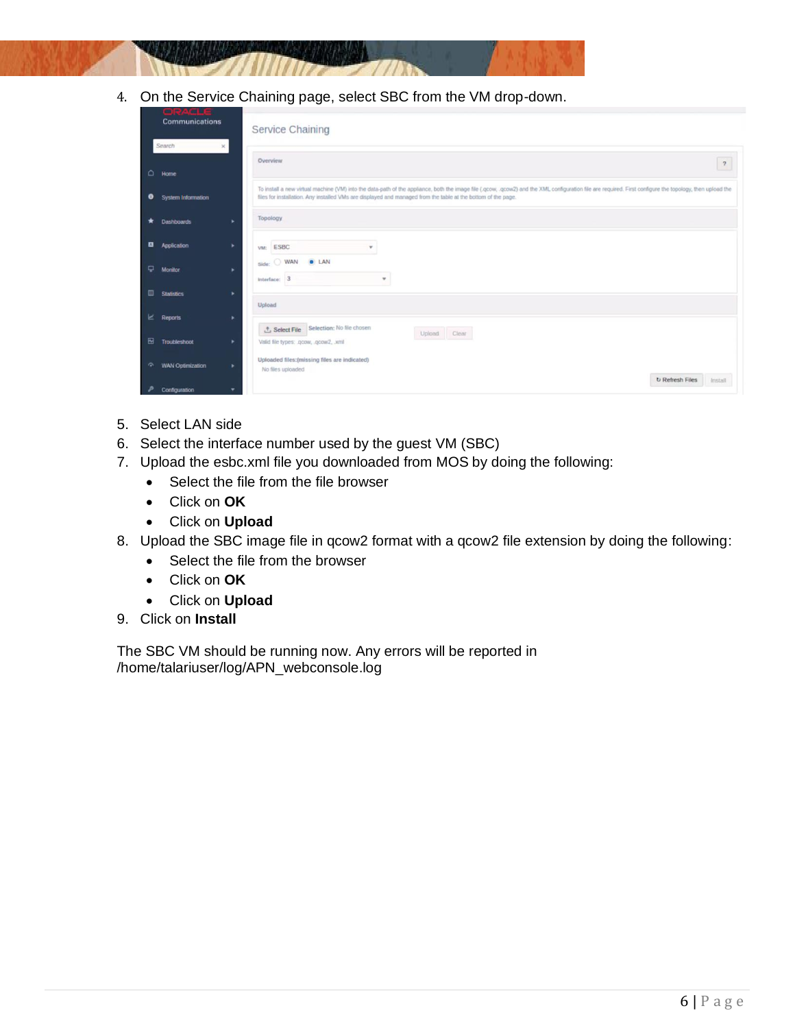4. On the Service Chaining page, select SBC from the VM drop-down.

5. Select LAN side
6. Select the interface number used by the guest VM (SBC)
7. Upload the esbc.xml file you downloaded from MOS by doing the following:
   - Select the file from the file browser
   - Click on **OK**
   - Click on **Upload**
8. Upload the SBC image file in qcow2 format with a qcow2 file extension by doing the following:
   - Select the file from the browser
   - Click on **OK**
   - Click on **Upload**
9. Click on **Install**

The SBC VM should be running now. Any errors will be reported in /home/talariuser/log/APN_webconsole.log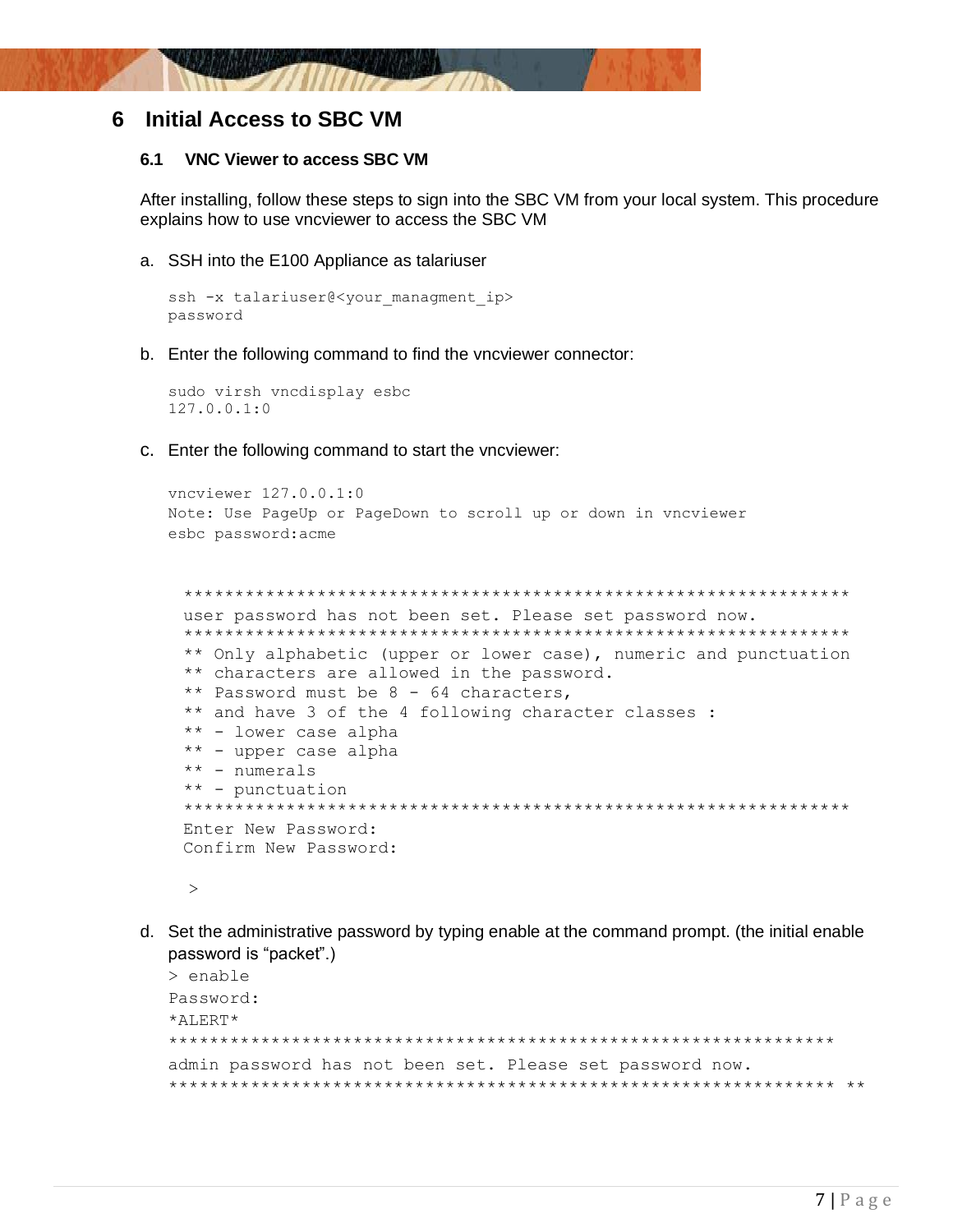# 6 Initial Access to SBC VM

## 6.1 VNC Viewer to access SBC VM

After installing, follow these steps to sign into the SBC VM from your local system. This procedure explains how to use vncviewer to access the SBC VM

a. SSH into the E100 Appliance as talariuser

```
ssh -x talariuser@<your_managment_ip>
password
```

b. Enter the following command to find the vncviewer connector:

```
sudo virsh vncdisplay esbc
127.0.0.1:0
```

c. Enter the following command to start the vncviewer:

```
vncviewer 127.0.0.1:0
Note: Use PageUp or PageDown to scroll up or down in vncviewer
esbc password:acme


*****************************************************************
user password has not been set. Please set password now.
*****************************************************************
** Only alphabetic (upper or lower case), numeric and punctuation
** characters are allowed in the password.
** Password must be 8 - 64 characters,
** and have 3 of the 4 following character classes :
** - lower case alpha
** - upper case alpha
** - numerals
** - punctuation
*****************************************************************
Enter New Password:
Confirm New Password:

>
```

d. Set the administrative password by typing enable at the command prompt. (the initial enable password is “packet”.)

```
> enable
Password:
*ALERT*
*****************************************************************
admin password has not been set. Please set password now.
***************************************************************** **
```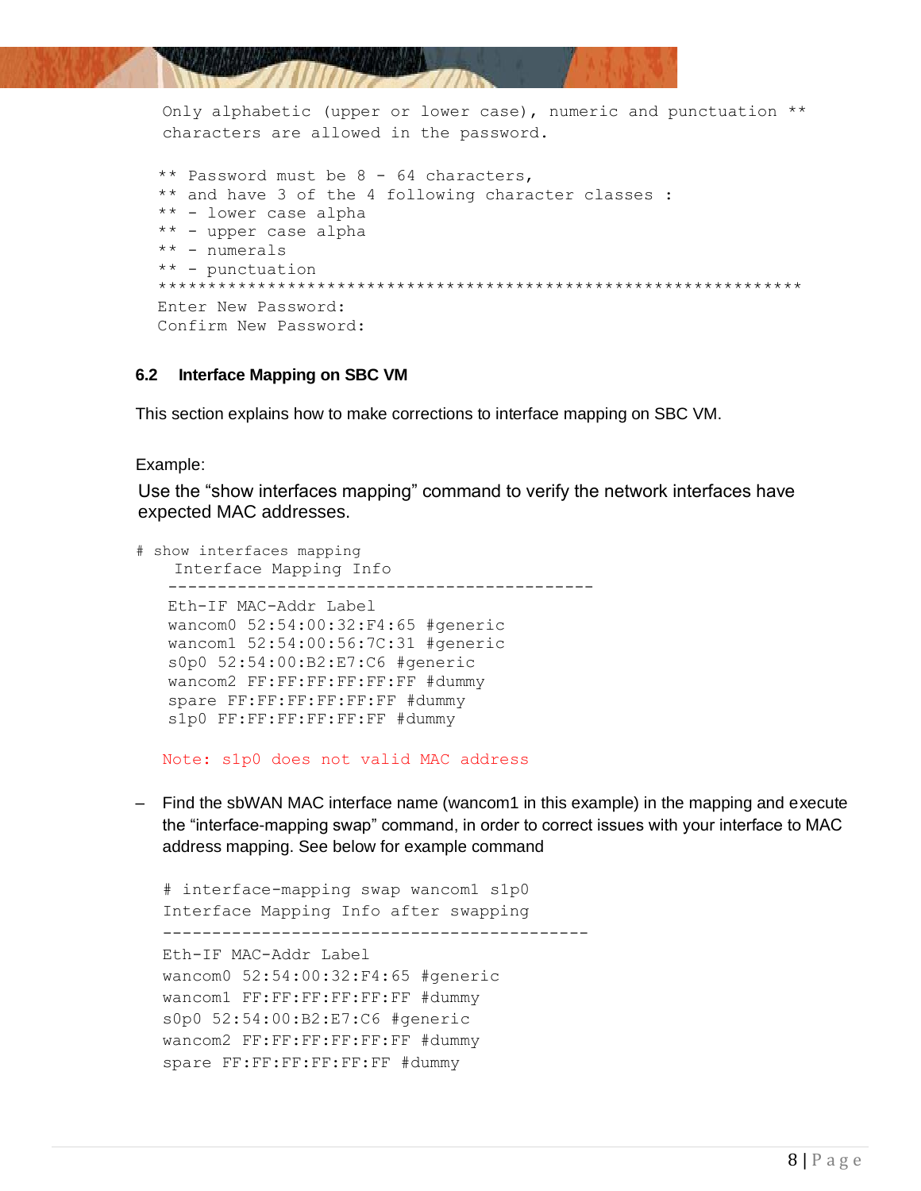```
Only alphabetic (upper or lower case), numeric and punctuation **
characters are allowed in the password.

** Password must be 8 - 64 characters,
** and have 3 of the 4 following character classes :
** - lower case alpha
** - upper case alpha
** - numerals
** - punctuation
*****************************************************************
Enter New Password:
Confirm New Password:
```

### 6.2 Interface Mapping on SBC VM

This section explains how to make corrections to interface mapping on SBC VM.

Example:

Use the "show interfaces mapping" command to verify the network interfaces have expected MAC addresses.

```
# show interfaces mapping
   Interface Mapping Info
  -------------------------------------------
  Eth-IF MAC-Addr Label
  wancom0 52:54:00:32:F4:65 #generic
  wancom1 52:54:00:56:7C:31 #generic
  s0p0 52:54:00:B2:E7:C6 #generic
  wancom2 FF:FF:FF:FF:FF:FF #dummy
  spare FF:FF:FF:FF:FF:FF #dummy
  s1p0 FF:FF:FF:FF:FF:FF #dummy
```

```
Note: s1p0 does not valid MAC address
```

– Find the sbWAN MAC interface name (wancom1 in this example) in the mapping and execute the "interface-mapping swap" command, in order to correct issues with your interface to MAC address mapping. See below for example command

```
# interface-mapping swap wancom1 s1p0
Interface Mapping Info after swapping
-------------------------------------------
Eth-IF MAC-Addr Label
wancom0 52:54:00:32:F4:65 #generic
wancom1 FF:FF:FF:FF:FF:FF #dummy
s0p0 52:54:00:B2:E7:C6 #generic
wancom2 FF:FF:FF:FF:FF:FF #dummy
spare FF:FF:FF:FF:FF:FF #dummy
```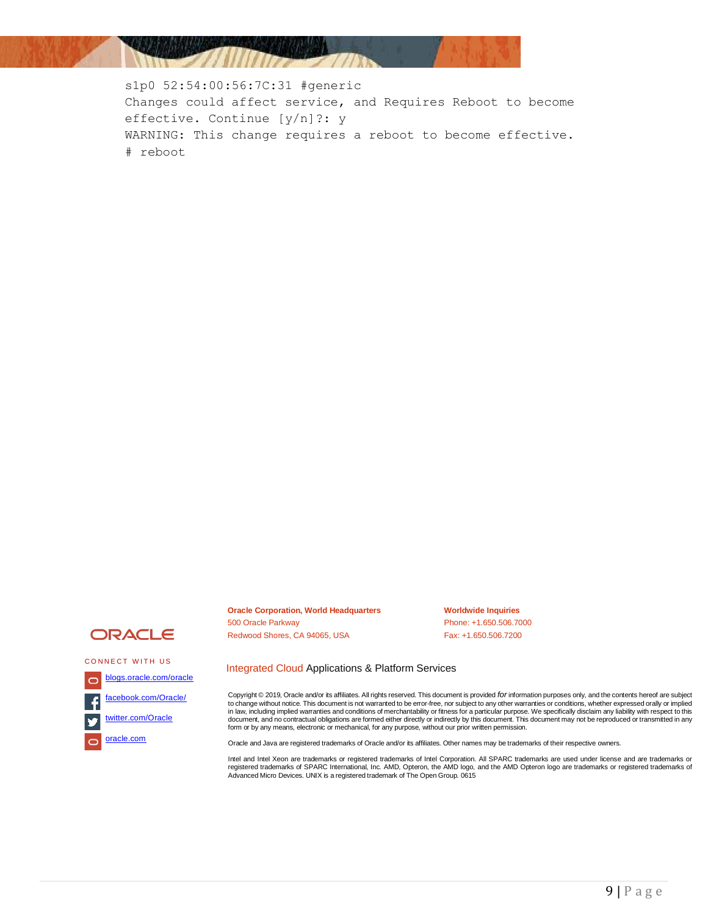```
s1p0 52:54:00:56:7C:31 #generic
Changes could affect service, and Requires Reboot to become
effective. Continue [y/n]?: y
WARNING: This change requires a reboot to become effective.
# reboot
```

ORACLE

**Oracle Corporation, World Headquarters**
500 Oracle Parkway
Redwood Shores, CA 94065, USA

**Worldwide Inquiries**
Phone: +1.650.506.7000
Fax: +1.650.506.7200

CONNECT WITH US

- [blogs.oracle.com/oracle](blogs.oracle.com/oracle)
- [facebook.com/Oracle/](facebook.com/Oracle/)
- [twitter.com/Oracle](twitter.com/Oracle)
- [oracle.com](oracle.com)

Integrated Cloud Applications & Platform Services

Copyright © 2019, Oracle and/or its affiliates. All rights reserved. This document is provided *for* information purposes only, and the contents hereof are subject to change without notice. This document is not warranted to be error-free, nor subject to any other warranties or conditions, whether expressed orally or implied in law, including implied warranties and conditions of merchantability or fitness for a particular purpose. We specifically disclaim any liability with respect to this document, and no contractual obligations are formed either directly or indirectly by this document. This document may not be reproduced or transmitted in any form or by any means, electronic or mechanical, for any purpose, without our prior written permission.

Oracle and Java are registered trademarks of Oracle and/or its affiliates. Other names may be trademarks of their respective owners.

Intel and Intel Xeon are trademarks or registered trademarks of Intel Corporation. All SPARC trademarks are used under license and are trademarks or registered trademarks of SPARC International, Inc. AMD, Opteron, the AMD logo, and the AMD Opteron logo are trademarks or registered trademarks of Advanced Micro Devices. UNIX is a registered trademark of The Open Group. 0615